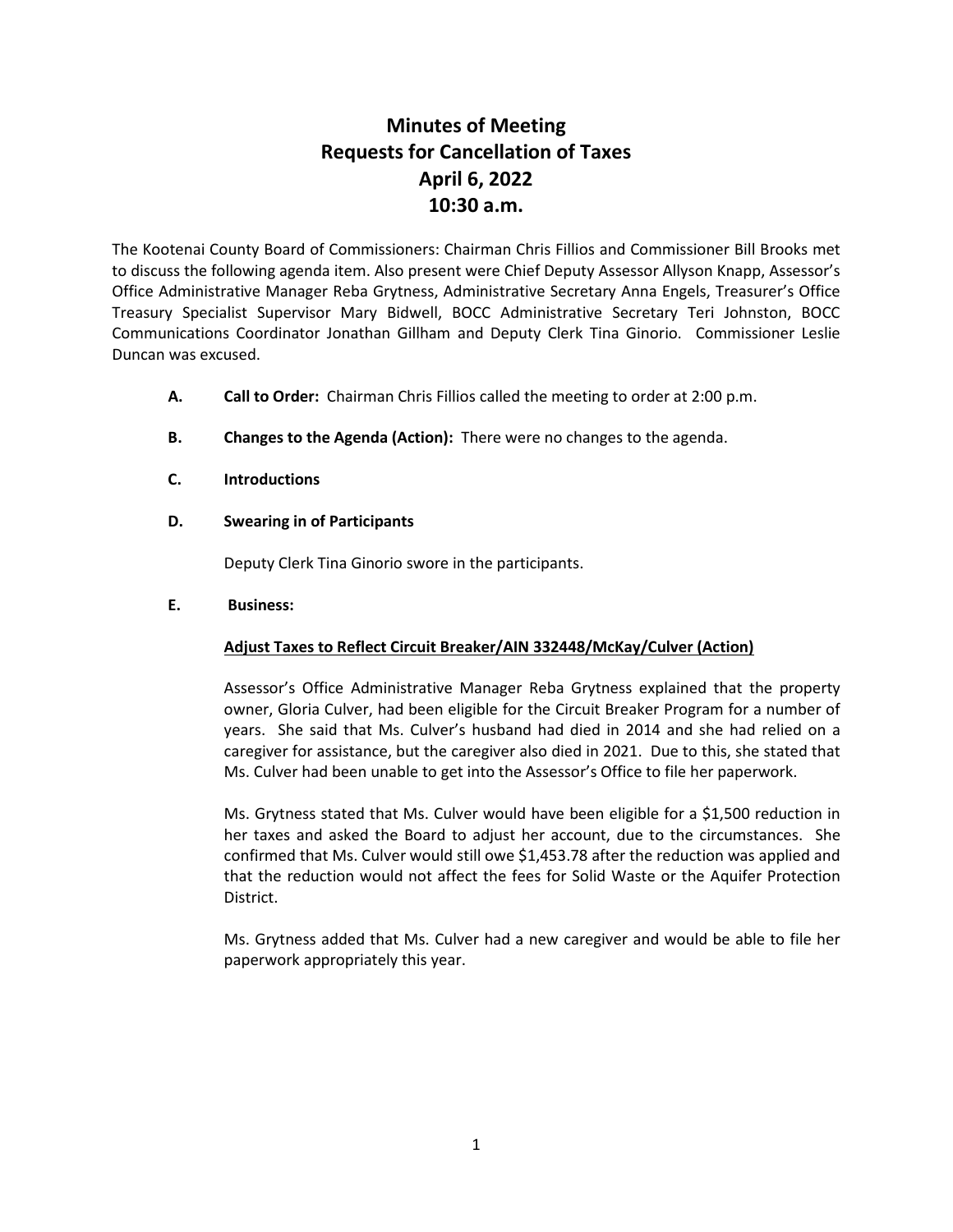# Minutes of Meeting
# Requests for Cancellation of Taxes
# April 6, 2022
# 10:30 a.m.

The Kootenai County Board of Commissioners: Chairman Chris Fillios and Commissioner Bill Brooks met to discuss the following agenda item. Also present were Chief Deputy Assessor Allyson Knapp, Assessor's Office Administrative Manager Reba Grytness, Administrative Secretary Anna Engels, Treasurer's Office Treasury Specialist Supervisor Mary Bidwell, BOCC Administrative Secretary Teri Johnston, BOCC Communications Coordinator Jonathan Gillham and Deputy Clerk Tina Ginorio. Commissioner Leslie Duncan was excused.

**A. Call to Order:** Chairman Chris Fillios called the meeting to order at 2:00 p.m.

**B. Changes to the Agenda (Action):** There were no changes to the agenda.

**C. Introductions**

**D. Swearing in of Participants**

Deputy Clerk Tina Ginorio swore in the participants.

**E. Business:**

**Adjust Taxes to Reflect Circuit Breaker/AIN 332448/McKay/Culver (Action)**

Assessor's Office Administrative Manager Reba Grytness explained that the property owner, Gloria Culver, had been eligible for the Circuit Breaker Program for a number of years. She said that Ms. Culver's husband had died in 2014 and she had relied on a caregiver for assistance, but the caregiver also died in 2021. Due to this, she stated that Ms. Culver had been unable to get into the Assessor's Office to file her paperwork.

Ms. Grytness stated that Ms. Culver would have been eligible for a $1,500 reduction in her taxes and asked the Board to adjust her account, due to the circumstances. She confirmed that Ms. Culver would still owe $1,453.78 after the reduction was applied and that the reduction would not affect the fees for Solid Waste or the Aquifer Protection District.

Ms. Grytness added that Ms. Culver had a new caregiver and would be able to file her paperwork appropriately this year.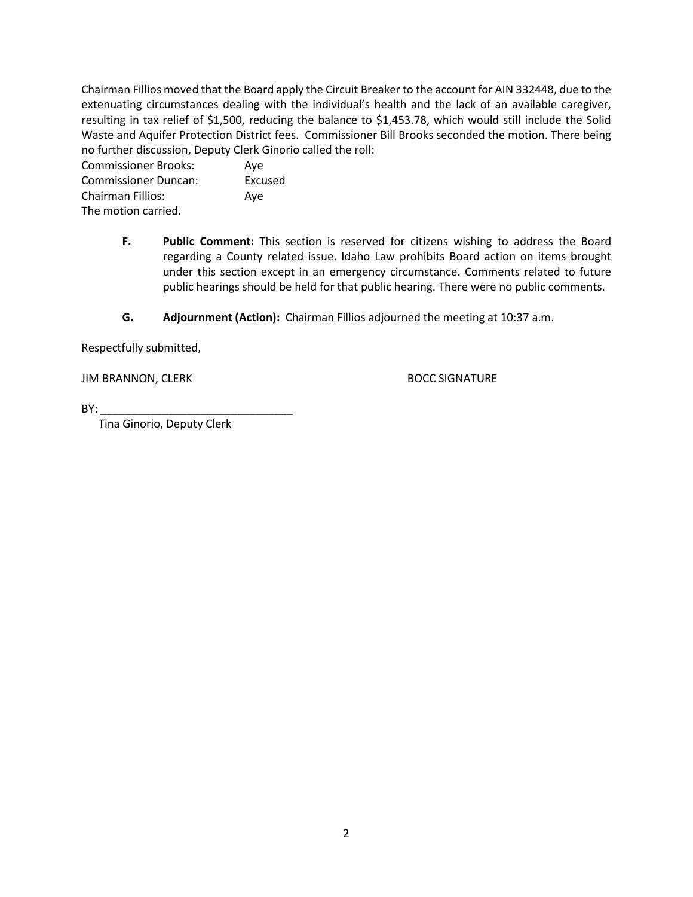Chairman Fillios moved that the Board apply the Circuit Breaker to the account for AIN 332448, due to the extenuating circumstances dealing with the individual's health and the lack of an available caregiver, resulting in tax relief of $1,500, reducing the balance to $1,453.78, which would still include the Solid Waste and Aquifer Protection District fees. Commissioner Bill Brooks seconded the motion. There being no further discussion, Deputy Clerk Ginorio called the roll:

| | |
|---|---|
| Commissioner Brooks: | Aye |
| Commissioner Duncan: | Excused |
| Chairman Fillios: | Aye |

The motion carried.

**F. Public Comment:** This section is reserved for citizens wishing to address the Board regarding a County related issue. Idaho Law prohibits Board action on items brought under this section except in an emergency circumstance. Comments related to future public hearings should be held for that public hearing. There were no public comments.

**G. Adjournment (Action):** Chairman Fillios adjourned the meeting at 10:37 a.m.

Respectfully submitted,

JIM BRANNON, CLERK

BOCC SIGNATURE

BY: _______________________________

Tina Ginorio, Deputy Clerk